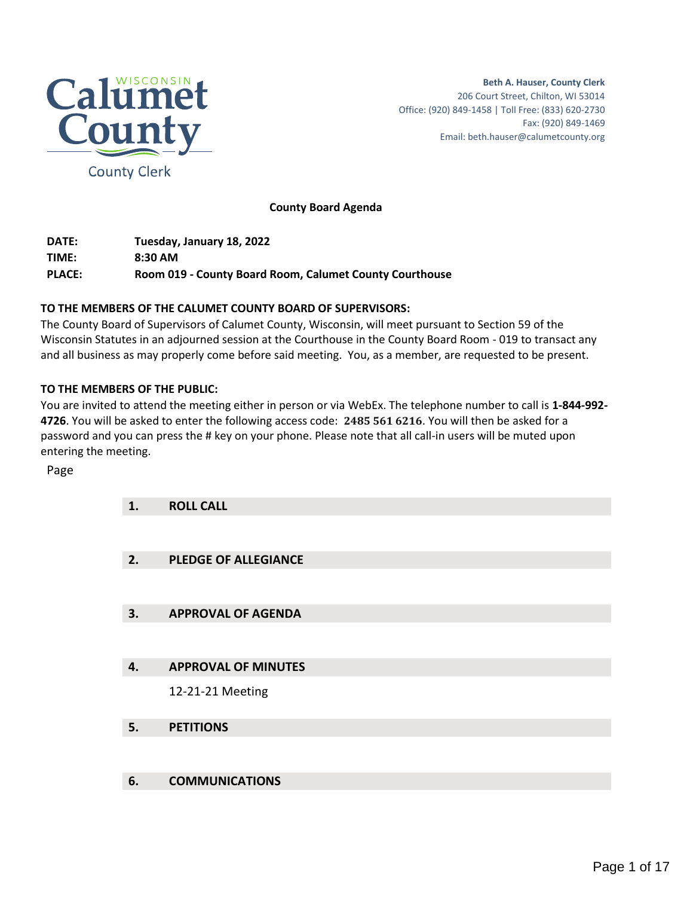Calumet County

WISCONSIN

County Clerk

**Beth A. Hauser, County Clerk**
206 Court Street, Chilton, WI 53014
Office: (920) 849-1458 | Toll Free: (833) 620-2730
Fax: (920) 849-1469
Email: beth.hauser@calumetcounty.org

## County Board Agenda

| | |
|---|---|
| **DATE:** | **Tuesday, January 18, 2022** |
| **TIME:** | **8:30 AM** |
| **PLACE:** | **Room 019 - County Board Room, Calumet County Courthouse** |

**TO THE MEMBERS OF THE CALUMET COUNTY BOARD OF SUPERVISORS:**
The County Board of Supervisors of Calumet County, Wisconsin, will meet pursuant to Section 59 of the Wisconsin Statutes in an adjourned session at the Courthouse in the County Board Room - 019 to transact any and all business as may properly come before said meeting. You, as a member, are requested to be present.

**TO THE MEMBERS OF THE PUBLIC:**
You are invited to attend the meeting either in person or via WebEx. The telephone number to call is **1-844-992-4726**. You will be asked to enter the following access code: **2485 561 6216**. You will then be asked for a password and you can press the # key on your phone. Please note that all call-in users will be muted upon entering the meeting.

Page

### 1. ROLL CALL

### 2. PLEDGE OF ALLEGIANCE

### 3. APPROVAL OF AGENDA

### 4. APPROVAL OF MINUTES

12-21-21 Meeting

### 5. PETITIONS

### 6. COMMUNICATIONS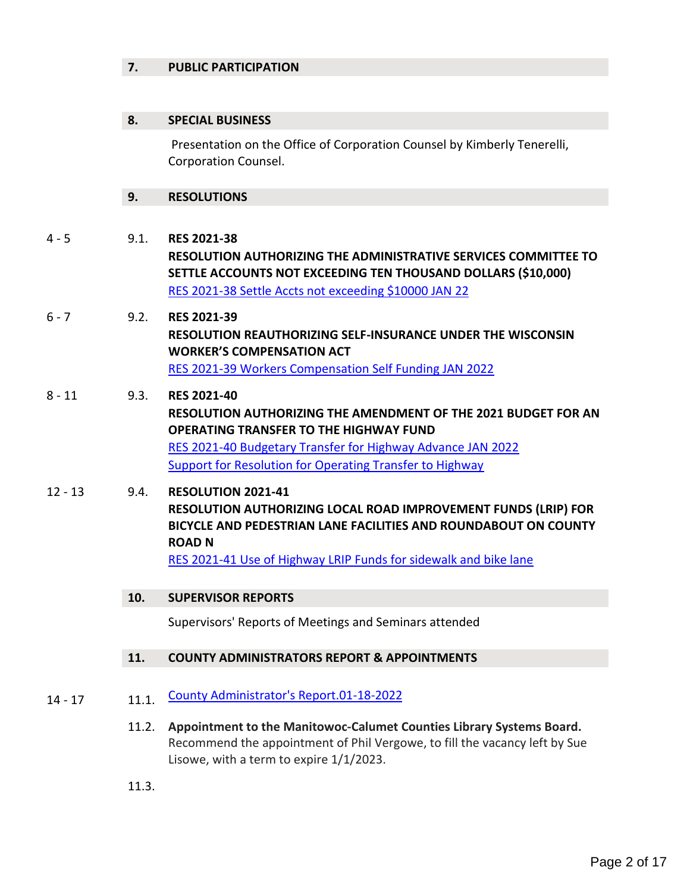## 7. PUBLIC PARTICIPATION

## 8. SPECIAL BUSINESS

Presentation on the Office of Corporation Counsel by Kimberly Tenerelli, Corporation Counsel.

## 9. RESOLUTIONS

4 - 5 **9.1. RES 2021-38**
**RESOLUTION AUTHORIZING THE ADMINISTRATIVE SERVICES COMMITTEE TO SETTLE ACCOUNTS NOT EXCEEDING TEN THOUSAND DOLLARS ($10,000)**
RES 2021-38 Settle Accts not exceeding $10000 JAN 22

6 - 7 **9.2. RES 2021-39**
**RESOLUTION REAUTHORIZING SELF-INSURANCE UNDER THE WISCONSIN WORKER'S COMPENSATION ACT**
RES 2021-39 Workers Compensation Self Funding JAN 2022

8 - 11 **9.3. RES 2021-40**
**RESOLUTION AUTHORIZING THE AMENDMENT OF THE 2021 BUDGET FOR AN OPERATING TRANSFER TO THE HIGHWAY FUND**
RES 2021-40 Budgetary Transfer for Highway Advance JAN 2022
Support for Resolution for Operating Transfer to Highway

12 - 13 **9.4. RESOLUTION 2021-41**
**RESOLUTION AUTHORIZING LOCAL ROAD IMPROVEMENT FUNDS (LRIP) FOR BICYCLE AND PEDESTRIAN LANE FACILITIES AND ROUNDABOUT ON COUNTY ROAD N**
RES 2021-41 Use of Highway LRIP Funds for sidewalk and bike lane

## 10. SUPERVISOR REPORTS

Supervisors' Reports of Meetings and Seminars attended

## 11. COUNTY ADMINISTRATORS REPORT & APPOINTMENTS

14 - 17 11.1. County Administrator's Report.01-18-2022

11.2. **Appointment to the Manitowoc-Calumet Counties Library Systems Board.**
Recommend the appointment of Phil Vergowe, to fill the vacancy left by Sue Lisowe, with a term to expire 1/1/2023.

11.3.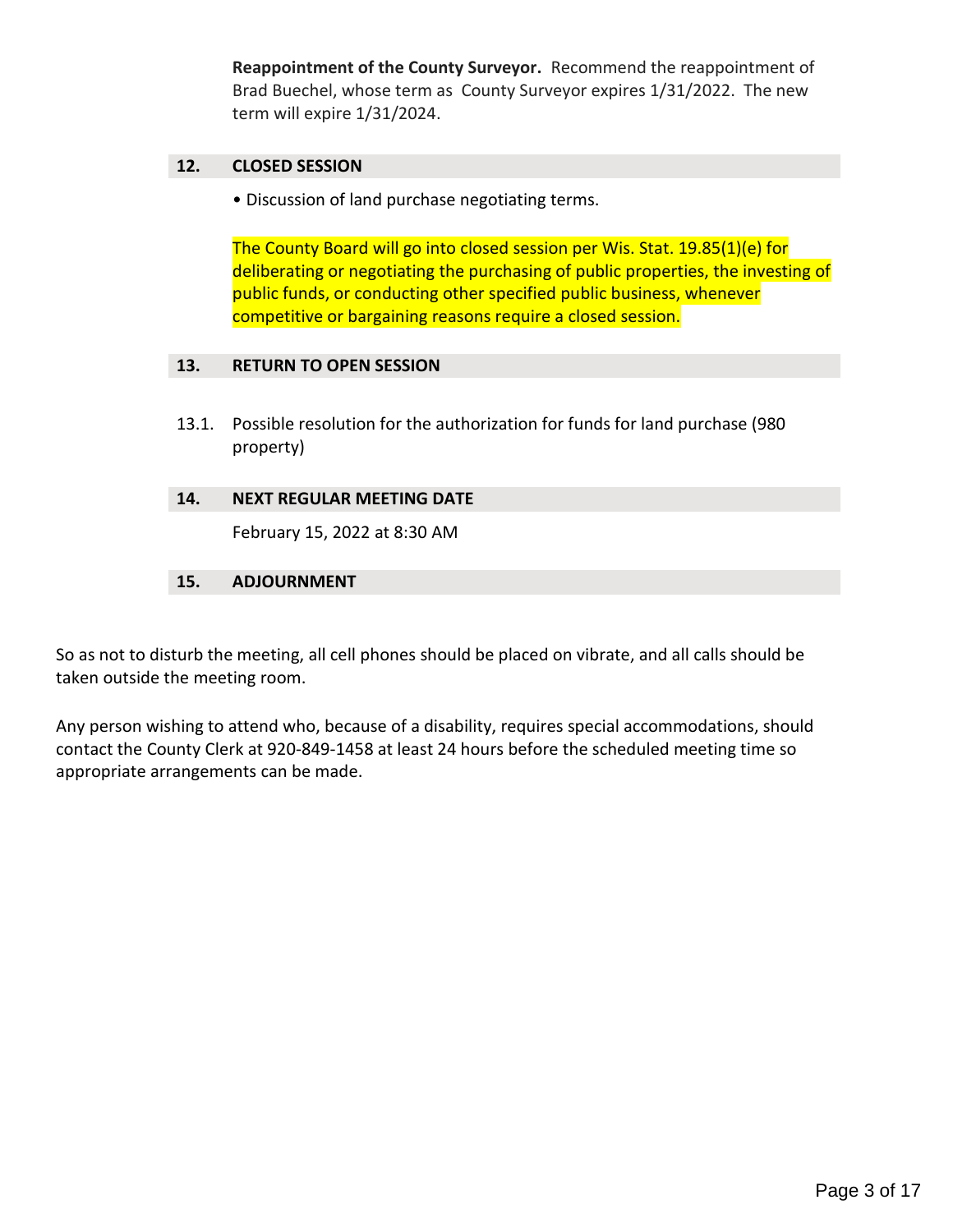**Reappointment of the County Surveyor.** Recommend the reappointment of Brad Buechel, whose term as County Surveyor expires 1/31/2022. The new term will expire 1/31/2024.

## 12. CLOSED SESSION

- Discussion of land purchase negotiating terms.

The County Board will go into closed session per Wis. Stat. 19.85(1)(e) for deliberating or negotiating the purchasing of public properties, the investing of public funds, or conducting other specified public business, whenever competitive or bargaining reasons require a closed session.

## 13. RETURN TO OPEN SESSION

13.1. Possible resolution for the authorization for funds for land purchase (980 property)

## 14. NEXT REGULAR MEETING DATE

February 15, 2022 at 8:30 AM

## 15. ADJOURNMENT

So as not to disturb the meeting, all cell phones should be placed on vibrate, and all calls should be taken outside the meeting room.

Any person wishing to attend who, because of a disability, requires special accommodations, should contact the County Clerk at 920-849-1458 at least 24 hours before the scheduled meeting time so appropriate arrangements can be made.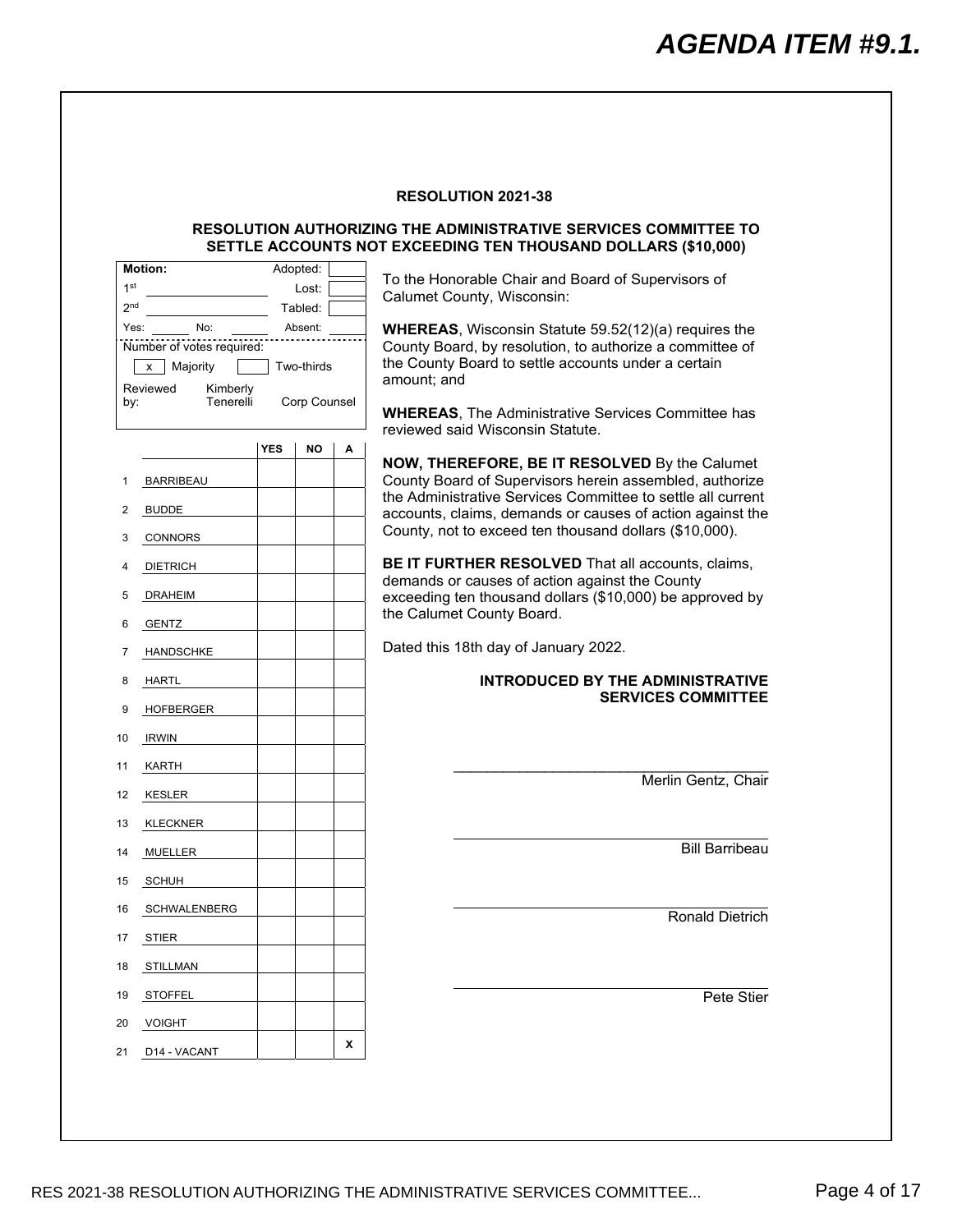# AGENDA ITEM #9.1.

## RESOLUTION 2021-38

### RESOLUTION AUTHORIZING THE ADMINISTRATIVE SERVICES COMMITTEE TO SETTLE ACCOUNTS NOT EXCEEDING TEN THOUSAND DOLLARS ($10,000)

| Motion: | | Adopted: | |
|---|---|---|---|
| 1st | | Lost: | |
| 2nd | | Tabled: | |
| Yes: | No: | Absent: | |

Number of votes required:

| x | Majority | | Two-thirds |
|---|---|---|---|

Reviewed by: Kimberly Tenerelli, Corp Counsel

| | | YES | NO | A |
|---|---|---|---|---|
| 1 | BARRIBEAU | | | |
| 2 | BUDDE | | | |
| 3 | CONNORS | | | |
| 4 | DIETRICH | | | |
| 5 | DRAHEIM | | | |
| 6 | GENTZ | | | |
| 7 | HANDSCHKE | | | |
| 8 | HARTL | | | |
| 9 | HOFBERGER | | | |
| 10 | IRWIN | | | |
| 11 | KARTH | | | |
| 12 | KESLER | | | |
| 13 | KLECKNER | | | |
| 14 | MUELLER | | | |
| 15 | SCHUH | | | |
| 16 | SCHWALENBERG | | | |
| 17 | STIER | | | |
| 18 | STILLMAN | | | |
| 19 | STOFFEL | | | |
| 20 | VOIGHT | | | |
| 21 | D14 - VACANT | | | X |

To the Honorable Chair and Board of Supervisors of Calumet County, Wisconsin:

**WHEREAS**, Wisconsin Statute 59.52(12)(a) requires the County Board, by resolution, to authorize a committee of the County Board to settle accounts under a certain amount; and

**WHEREAS**, The Administrative Services Committee has reviewed said Wisconsin Statute.

**NOW, THEREFORE, BE IT RESOLVED** By the Calumet County Board of Supervisors herein assembled, authorize the Administrative Services Committee to settle all current accounts, claims, demands or causes of action against the County, not to exceed ten thousand dollars ($10,000).

**BE IT FURTHER RESOLVED** That all accounts, claims, demands or causes of action against the County exceeding ten thousand dollars ($10,000) be approved by the Calumet County Board.

Dated this 18th day of January 2022.

**INTRODUCED BY THE ADMINISTRATIVE SERVICES COMMITTEE**

\_\_\_\_\_\_\_\_\_\_\_\_\_\_\_\_\_\_\_\_\_\_\_\_\_\_\_\_\_\_\_\_\_\_\_\_\_\_
Merlin Gentz, Chair

\_\_\_\_\_\_\_\_\_\_\_\_\_\_\_\_\_\_\_\_\_\_\_\_\_\_\_\_\_\_\_\_\_\_\_\_\_\_
Bill Barribeau

\_\_\_\_\_\_\_\_\_\_\_\_\_\_\_\_\_\_\_\_\_\_\_\_\_\_\_\_\_\_\_\_\_\_\_\_\_\_
Ronald Dietrich

\_\_\_\_\_\_\_\_\_\_\_\_\_\_\_\_\_\_\_\_\_\_\_\_\_\_\_\_\_\_\_\_\_\_\_\_\_\_
Pete Stier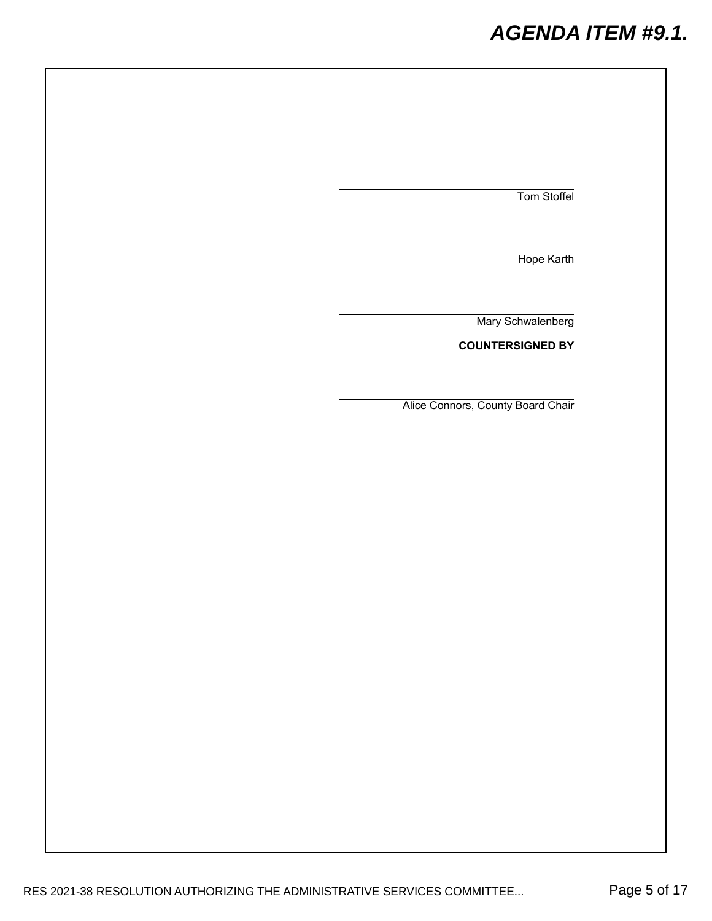\_\_\_\_\_\_\_\_\_\_\_\_\_\_\_\_\_\_\_\_\_\_\_\_\_\_\_\_\_\_
Tom Stoffel

\_\_\_\_\_\_\_\_\_\_\_\_\_\_\_\_\_\_\_\_\_\_\_\_\_\_\_\_\_\_
Hope Karth

\_\_\_\_\_\_\_\_\_\_\_\_\_\_\_\_\_\_\_\_\_\_\_\_\_\_\_\_\_\_
Mary Schwalenberg

**COUNTERSIGNED BY**

\_\_\_\_\_\_\_\_\_\_\_\_\_\_\_\_\_\_\_\_\_\_\_\_\_\_\_\_\_\_
Alice Connors, County Board Chair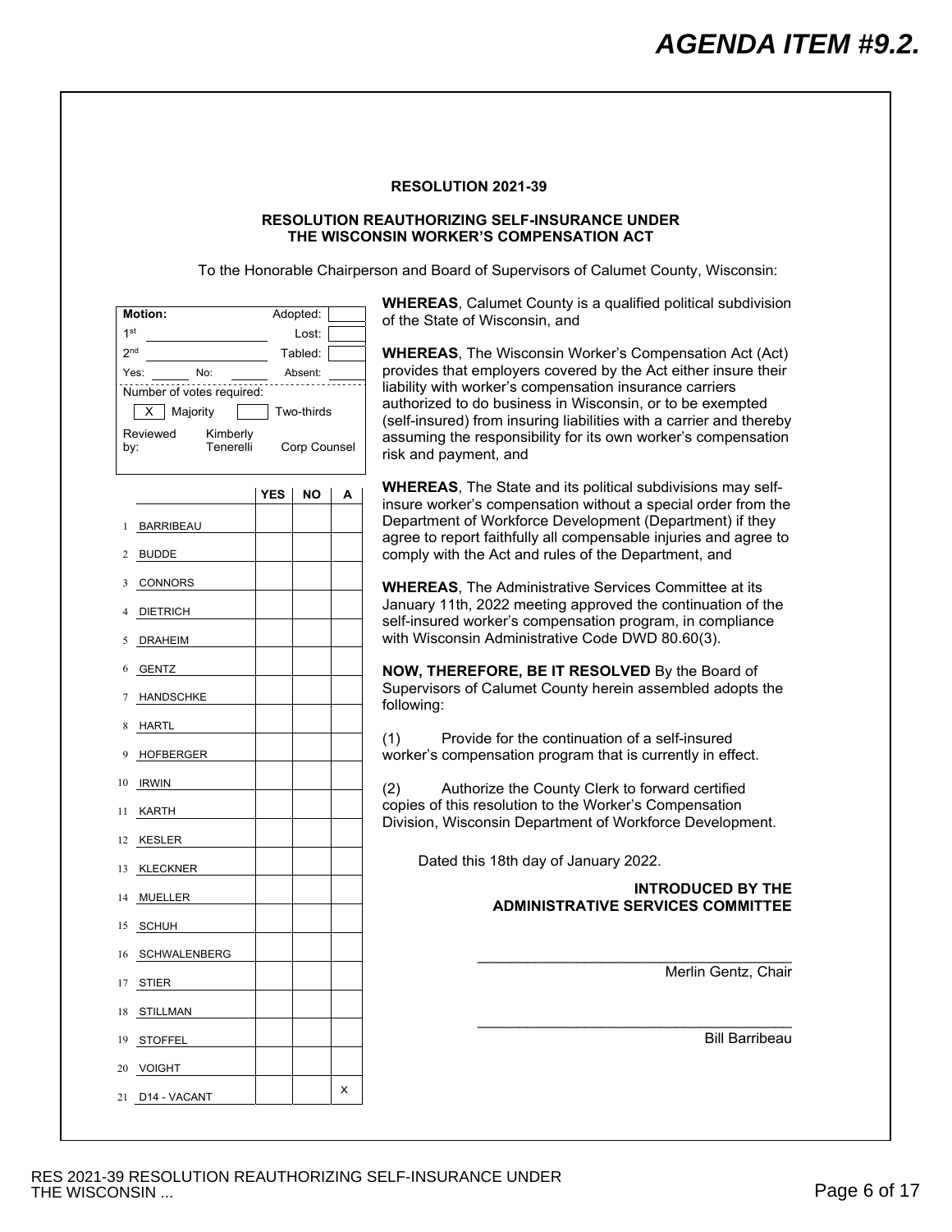# AGENDA ITEM #9.2.

**RESOLUTION 2021-39**

**RESOLUTION REAUTHORIZING SELF-INSURANCE UNDER THE WISCONSIN WORKER'S COMPENSATION ACT**

To the Honorable Chairperson and Board of Supervisors of Calumet County, Wisconsin:

| **Motion:** | | Adopted: | |
|---|---|---|---|
| 1st | | Lost: | |
| 2nd | | Tabled: | |
| Yes: | No: | Absent: | |
| Number of votes required: | | | |
| [X] Majority | [ ] Two-thirds | | |
| Reviewed by: | Kimberly Tenerelli | Corp Counsel | |

| | | YES | NO | A |
|---|---|---|---|---|
| 1 | BARRIBEAU | | | |
| 2 | BUDDE | | | |
| 3 | CONNORS | | | |
| 4 | DIETRICH | | | |
| 5 | DRAHEIM | | | |
| 6 | GENTZ | | | |
| 7 | HANDSCHKE | | | |
| 8 | HARTL | | | |
| 9 | HOFBERGER | | | |
| 10 | IRWIN | | | |
| 11 | KARTH | | | |
| 12 | KESLER | | | |
| 13 | KLECKNER | | | |
| 14 | MUELLER | | | |
| 15 | SCHUH | | | |
| 16 | SCHWALENBERG | | | |
| 17 | STIER | | | |
| 18 | STILLMAN | | | |
| 19 | STOFFEL | | | |
| 20 | VOIGHT | | | |
| 21 | D14 - VACANT | | | x |

**WHEREAS**, Calumet County is a qualified political subdivision of the State of Wisconsin, and

**WHEREAS**, The Wisconsin Worker's Compensation Act (Act) provides that employers covered by the Act either insure their liability with worker's compensation insurance carriers authorized to do business in Wisconsin, or to be exempted (self-insured) from insuring liabilities with a carrier and thereby assuming the responsibility for its own worker's compensation risk and payment, and

**WHEREAS**, The State and its political subdivisions may self-insure worker's compensation without a special order from the Department of Workforce Development (Department) if they agree to report faithfully all compensable injuries and agree to comply with the Act and rules of the Department, and

**WHEREAS**, The Administrative Services Committee at its January 11th, 2022 meeting approved the continuation of the self-insured worker's compensation program, in compliance with Wisconsin Administrative Code DWD 80.60(3).

**NOW, THEREFORE, BE IT RESOLVED** By the Board of Supervisors of Calumet County herein assembled adopts the following:

(1) Provide for the continuation of a self-insured worker's compensation program that is currently in effect.

(2) Authorize the County Clerk to forward certified copies of this resolution to the Worker's Compensation Division, Wisconsin Department of Workforce Development.

Dated this 18th day of January 2022.

**INTRODUCED BY THE ADMINISTRATIVE SERVICES COMMITTEE**

\_\_\_\_\_\_\_\_\_\_\_\_\_\_\_\_\_\_\_\_\_\_\_\_\_\_\_\_\_\_\_\_\_\_\_\_\_\_\_\_
Merlin Gentz, Chair

\_\_\_\_\_\_\_\_\_\_\_\_\_\_\_\_\_\_\_\_\_\_\_\_\_\_\_\_\_\_\_\_\_\_\_\_\_\_\_\_
Bill Barribeau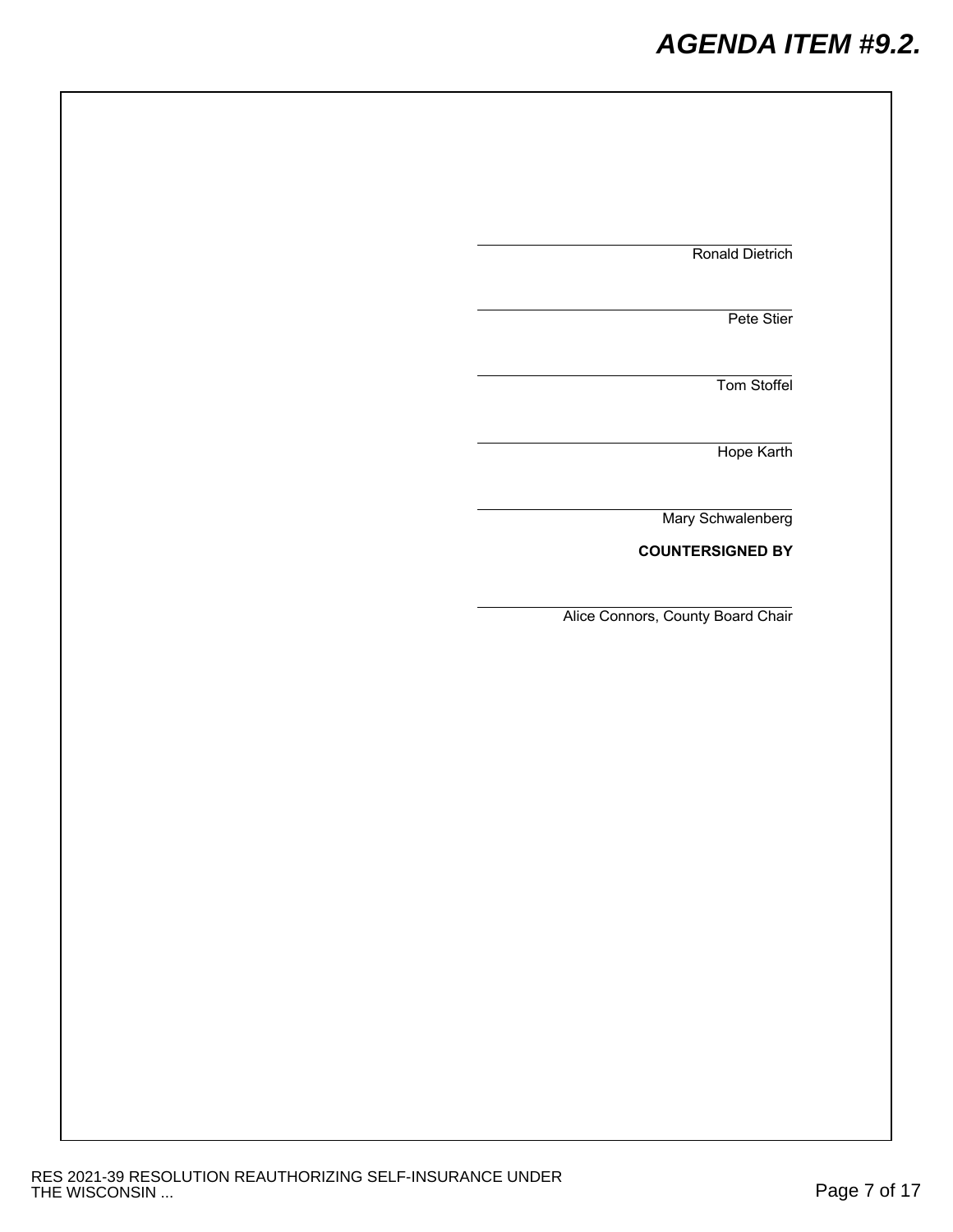\_\_\_\_\_\_\_\_\_\_\_\_\_\_\_\_\_\_\_\_\_\_\_\_\_\_\_\_\_\_
Ronald Dietrich

\_\_\_\_\_\_\_\_\_\_\_\_\_\_\_\_\_\_\_\_\_\_\_\_\_\_\_\_\_\_
Pete Stier

\_\_\_\_\_\_\_\_\_\_\_\_\_\_\_\_\_\_\_\_\_\_\_\_\_\_\_\_\_\_
Tom Stoffel

\_\_\_\_\_\_\_\_\_\_\_\_\_\_\_\_\_\_\_\_\_\_\_\_\_\_\_\_\_\_
Hope Karth

\_\_\_\_\_\_\_\_\_\_\_\_\_\_\_\_\_\_\_\_\_\_\_\_\_\_\_\_\_\_
Mary Schwalenberg

**COUNTERSIGNED BY**

\_\_\_\_\_\_\_\_\_\_\_\_\_\_\_\_\_\_\_\_\_\_\_\_\_\_\_\_\_\_
Alice Connors, County Board Chair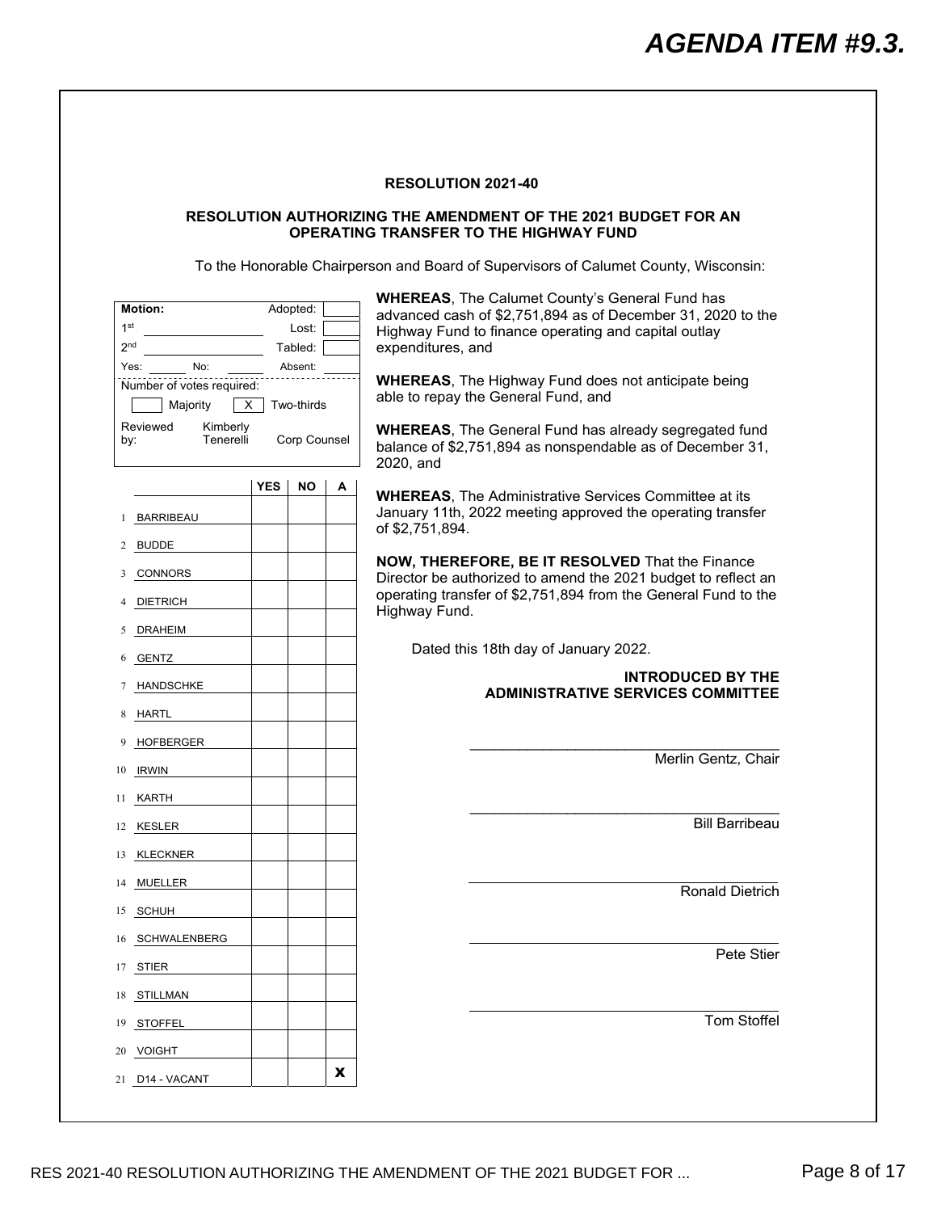# AGENDA ITEM #9.3.

## RESOLUTION 2021-40

### RESOLUTION AUTHORIZING THE AMENDMENT OF THE 2021 BUDGET FOR AN OPERATING TRANSFER TO THE HIGHWAY FUND

To the Honorable Chairperson and Board of Supervisors of Calumet County, Wisconsin:

| **Motion:** | Adopted: |
|---|---|
| 1st ______ | Lost: |
| 2nd ______ | Tabled: |
| Yes: ____ No: ____ | Absent: |

Number of votes required:

[ ] Majority [X] Two-thirds

Reviewed by: Kimberly Tenerelli Corp Counsel

| | | YES | NO | A |
|---|---|---|---|---|
| 1 | BARRIBEAU | | | |
| 2 | BUDDE | | | |
| 3 | CONNORS | | | |
| 4 | DIETRICH | | | |
| 5 | DRAHEIM | | | |
| 6 | GENTZ | | | |
| 7 | HANDSCHKE | | | |
| 8 | HARTL | | | |
| 9 | HOFBERGER | | | |
| 10 | IRWIN | | | |
| 11 | KARTH | | | |
| 12 | KESLER | | | |
| 13 | KLECKNER | | | |
| 14 | MUELLER | | | |
| 15 | SCHUH | | | |
| 16 | SCHWALENBERG | | | |
| 17 | STIER | | | |
| 18 | STILLMAN | | | |
| 19 | STOFFEL | | | |
| 20 | VOIGHT | | | |
| 21 | D14 - VACANT | | | X |

**WHEREAS**, The Calumet County's General Fund has advanced cash of $2,751,894 as of December 31, 2020 to the Highway Fund to finance operating and capital outlay expenditures, and

**WHEREAS**, The Highway Fund does not anticipate being able to repay the General Fund, and

**WHEREAS**, The General Fund has already segregated fund balance of $2,751,894 as nonspendable as of December 31, 2020, and

**WHEREAS**, The Administrative Services Committee at its January 11th, 2022 meeting approved the operating transfer of $2,751,894.

**NOW, THEREFORE, BE IT RESOLVED** That the Finance Director be authorized to amend the 2021 budget to reflect an operating transfer of $2,751,894 from the General Fund to the Highway Fund.

Dated this 18th day of January 2022.

**INTRODUCED BY THE ADMINISTRATIVE SERVICES COMMITTEE**

______________________________
Merlin Gentz, Chair

______________________________
Bill Barribeau

______________________________
Ronald Dietrich

______________________________
Pete Stier

______________________________
Tom Stoffel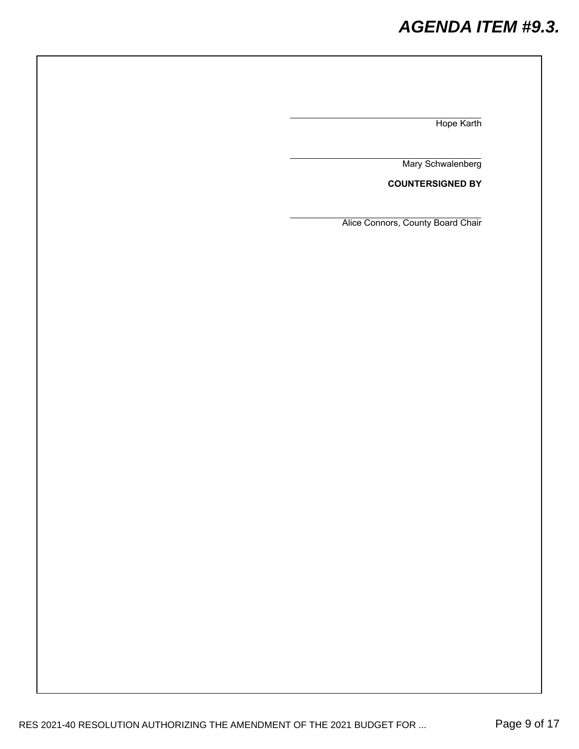\_\_\_\_\_\_\_\_\_\_\_\_\_\_\_\_\_\_\_\_\_\_\_\_\_\_\_\_\_\_\_\_\_\_\_\_

Hope Karth

\_\_\_\_\_\_\_\_\_\_\_\_\_\_\_\_\_\_\_\_\_\_\_\_\_\_\_\_\_\_\_\_\_\_\_\_

Mary Schwalenberg

**COUNTERSIGNED BY**

\_\_\_\_\_\_\_\_\_\_\_\_\_\_\_\_\_\_\_\_\_\_\_\_\_\_\_\_\_\_\_\_\_\_\_\_

Alice Connors, County Board Chair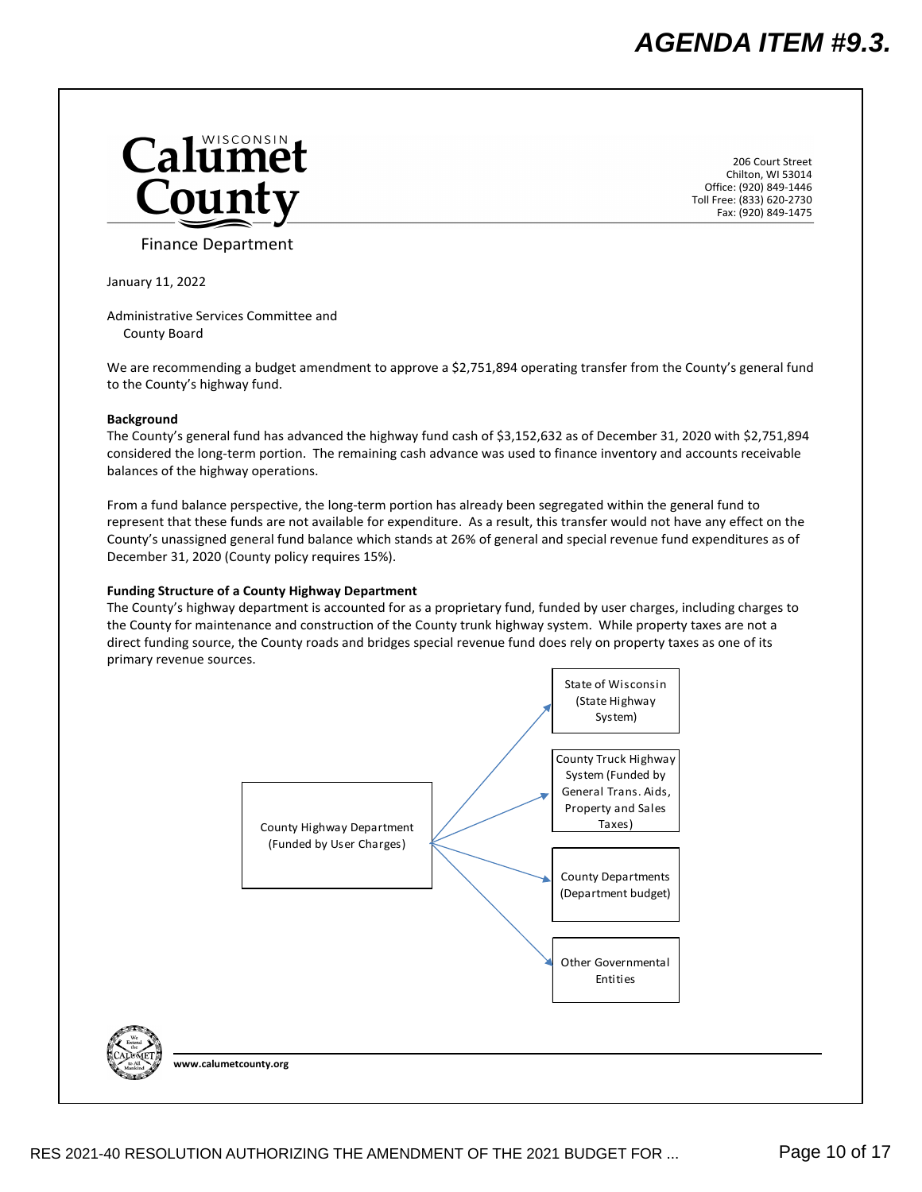# AGENDA ITEM #9.3.

**Calumet County** (Wisconsin)

206 Court Street
Chilton, WI 53014
Office: (920) 849-1446
Toll Free: (833) 620-2730
Fax: (920) 849-1475

Finance Department

January 11, 2022

Administrative Services Committee and
County Board

We are recommending a budget amendment to approve a $2,751,894 operating transfer from the County's general fund to the County's highway fund.

**Background**

The County's general fund has advanced the highway fund cash of $3,152,632 as of December 31, 2020 with $2,751,894 considered the long-term portion. The remaining cash advance was used to finance inventory and accounts receivable balances of the highway operations.

From a fund balance perspective, the long-term portion has already been segregated within the general fund to represent that these funds are not available for expenditure. As a result, this transfer would not have any effect on the County's unassigned general fund balance which stands at 26% of general and special revenue fund expenditures as of December 31, 2020 (County policy requires 15%).

**Funding Structure of a County Highway Department**

The County's highway department is accounted for as a proprietary fund, funded by user charges, including charges to the County for maintenance and construction of the County trunk highway system. While property taxes are not a direct funding source, the County roads and bridges special revenue fund does rely on property taxes as one of its primary revenue sources.

County Highway Department (Funded by User Charges)

- → State of Wisconsin (State Highway System)
- → County Truck Highway System (Funded by General Trans. Aids, Property and Sales Taxes)
- → County Departments (Department budget)
- → Other Governmental Entities

www.calumetcounty.org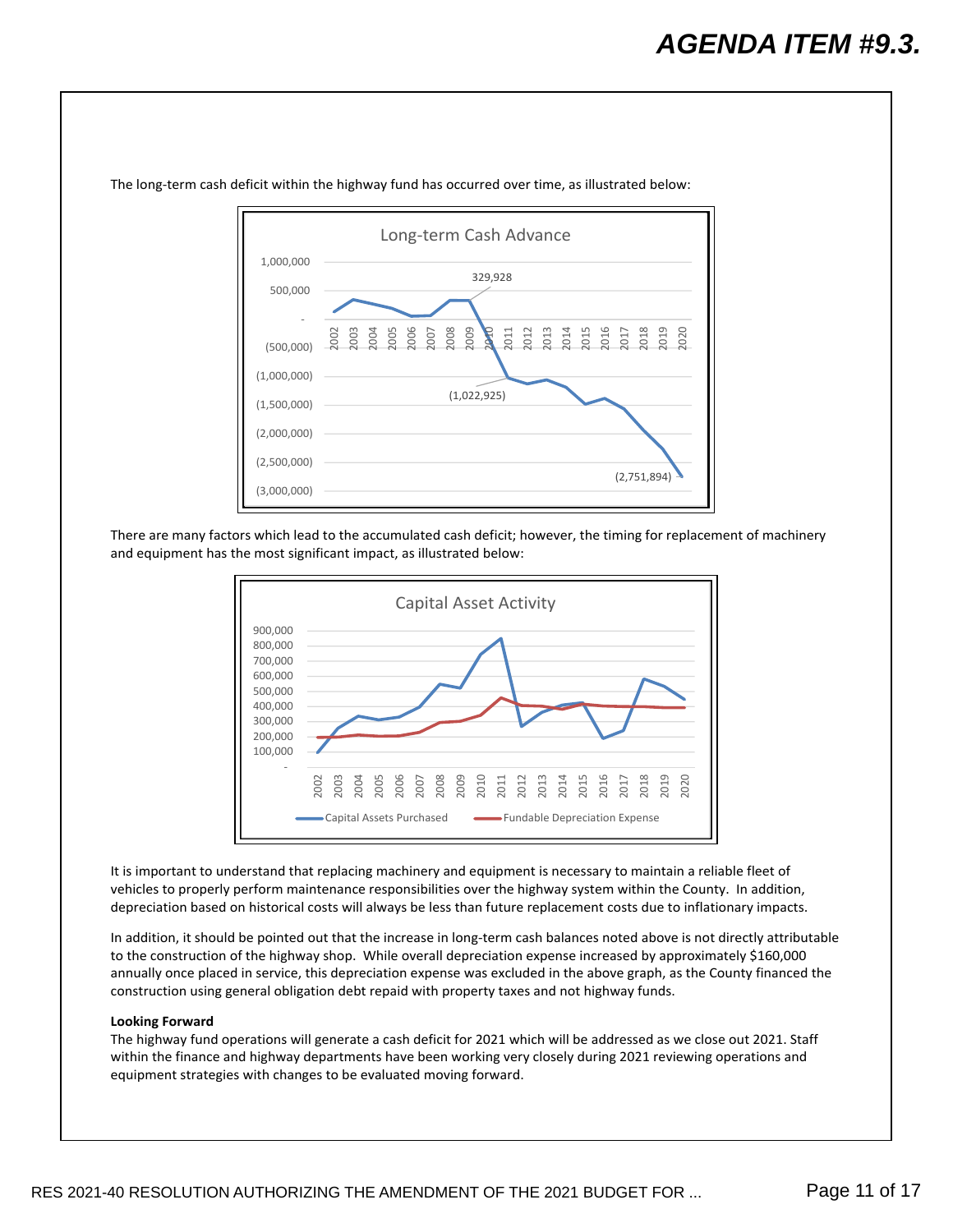The long-term cash deficit within the highway fund has occurred over time, as illustrated below:

Long-term Cash Advance

There are many factors which lead to the accumulated cash deficit; however, the timing for replacement of machinery and equipment has the most significant impact, as illustrated below:

Capital Asset Activity

It is important to understand that replacing machinery and equipment is necessary to maintain a reliable fleet of vehicles to properly perform maintenance responsibilities over the highway system within the County. In addition, depreciation based on historical costs will always be less than future replacement costs due to inflationary impacts.

In addition, it should be pointed out that the increase in long-term cash balances noted above is not directly attributable to the construction of the highway shop. While overall depreciation expense increased by approximately $160,000 annually once placed in service, this depreciation expense was excluded in the above graph, as the County financed the construction using general obligation debt repaid with property taxes and not highway funds.

**Looking Forward**

The highway fund operations will generate a cash deficit for 2021 which will be addressed as we close out 2021. Staff within the finance and highway departments have been working very closely during 2021 reviewing operations and equipment strategies with changes to be evaluated moving forward.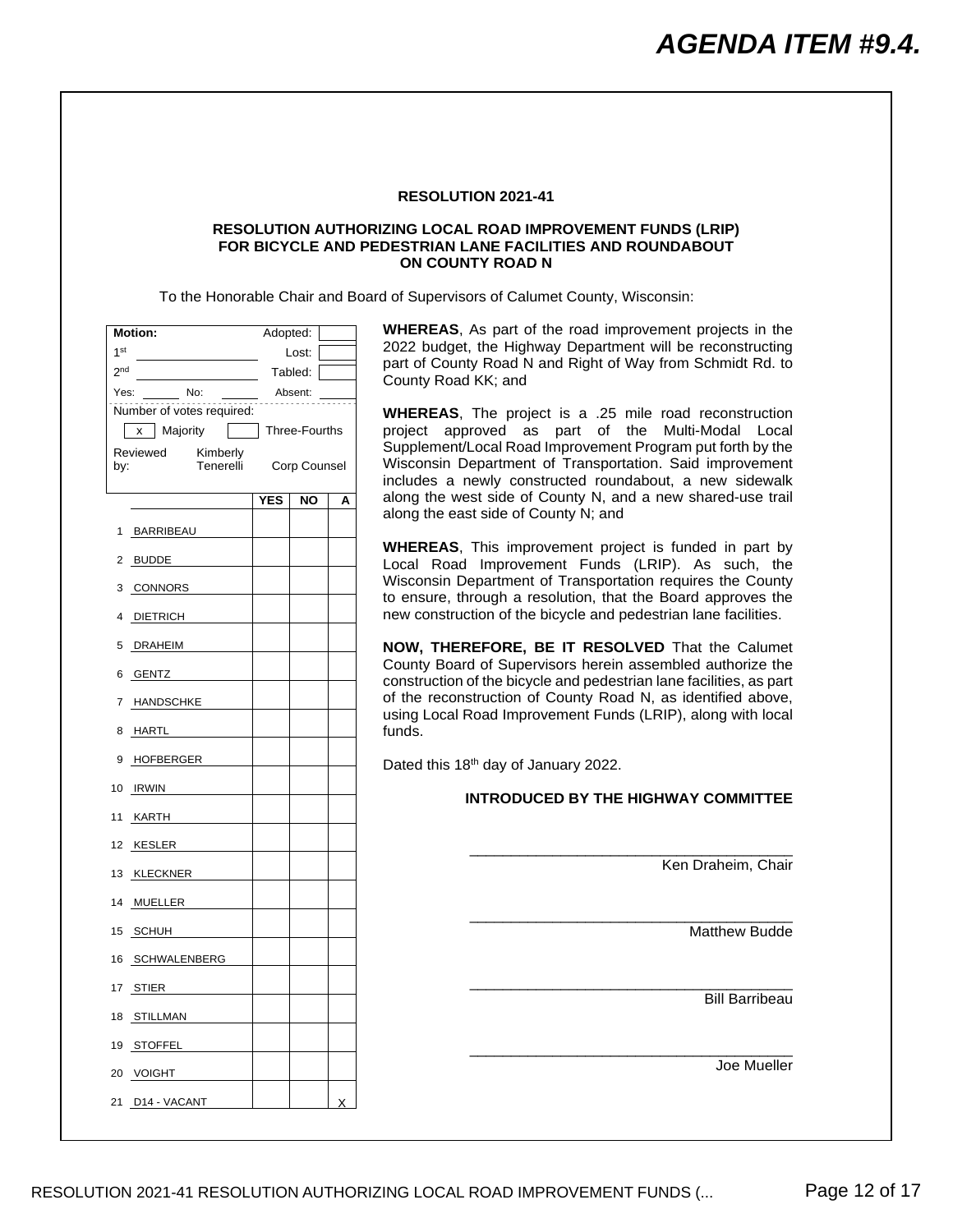# AGENDA ITEM #9.4.

**RESOLUTION 2021-41**

**RESOLUTION AUTHORIZING LOCAL ROAD IMPROVEMENT FUNDS (LRIP) FOR BICYCLE AND PEDESTRIAN LANE FACILITIES AND ROUNDABOUT ON COUNTY ROAD N**

To the Honorable Chair and Board of Supervisors of Calumet County, Wisconsin:

| Motion: | | Adopted: | |
|---|---|---|---|
| 1st | | Lost: | |
| 2nd | | Tabled: | |
| Yes: | No: | Absent: | |

Number of votes required:

| x | Majority | | Three-Fourths |
|---|---|---|---|

Reviewed by: Kimberly Tenerelli, Corp Counsel

| | | YES | NO | A |
|---|---|---|---|---|
| 1 | BARRIBEAU | | | |
| 2 | BUDDE | | | |
| 3 | CONNORS | | | |
| 4 | DIETRICH | | | |
| 5 | DRAHEIM | | | |
| 6 | GENTZ | | | |
| 7 | HANDSCHKE | | | |
| 8 | HARTL | | | |
| 9 | HOFBERGER | | | |
| 10 | IRWIN | | | |
| 11 | KARTH | | | |
| 12 | KESLER | | | |
| 13 | KLECKNER | | | |
| 14 | MUELLER | | | |
| 15 | SCHUH | | | |
| 16 | SCHWALENBERG | | | |
| 17 | STIER | | | |
| 18 | STILLMAN | | | |
| 19 | STOFFEL | | | |
| 20 | VOIGHT | | | |
| 21 | D14 - VACANT | | | X |

**WHEREAS**, As part of the road improvement projects in the 2022 budget, the Highway Department will be reconstructing part of County Road N and Right of Way from Schmidt Rd. to County Road KK; and

**WHEREAS**, The project is a .25 mile road reconstruction project approved as part of the Multi-Modal Local Supplement/Local Road Improvement Program put forth by the Wisconsin Department of Transportation. Said improvement includes a newly constructed roundabout, a new sidewalk along the west side of County N, and a new shared-use trail along the east side of County N; and

**WHEREAS**, This improvement project is funded in part by Local Road Improvement Funds (LRIP). As such, the Wisconsin Department of Transportation requires the County to ensure, through a resolution, that the Board approves the new construction of the bicycle and pedestrian lane facilities.

**NOW, THEREFORE, BE IT RESOLVED** That the Calumet County Board of Supervisors herein assembled authorize the construction of the bicycle and pedestrian lane facilities, as part of the reconstruction of County Road N, as identified above, using Local Road Improvement Funds (LRIP), along with local funds.

Dated this 18th day of January 2022.

**INTRODUCED BY THE HIGHWAY COMMITTEE**

_________________________________
Ken Draheim, Chair

_________________________________
Matthew Budde

_________________________________
Bill Barribeau

_________________________________
Joe Mueller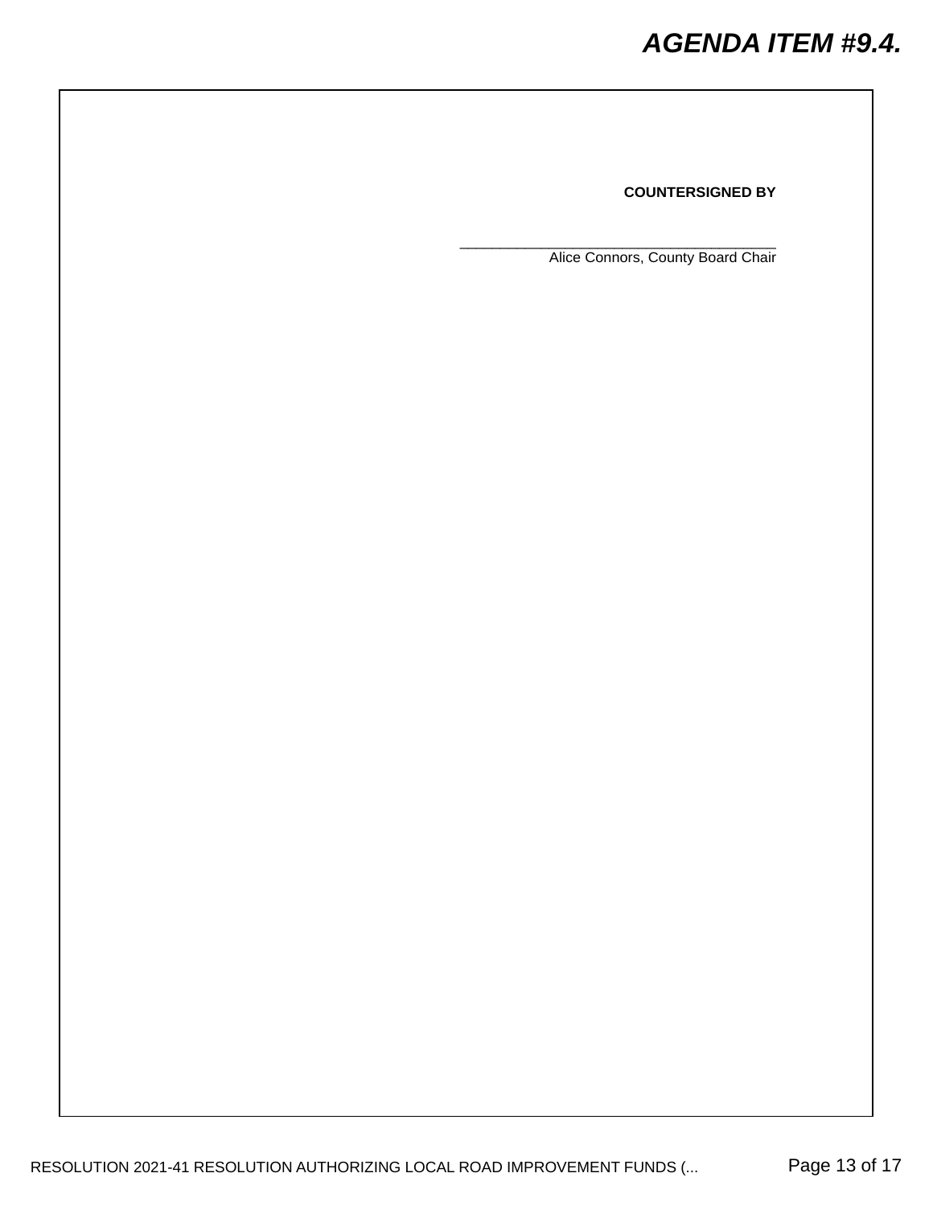**COUNTERSIGNED BY**

\_\_\_\_\_\_\_\_\_\_\_\_\_\_\_\_\_\_\_\_\_\_\_\_\_\_\_\_\_\_\_\_\_\_\_\_\_\_\_\_

Alice Connors, County Board Chair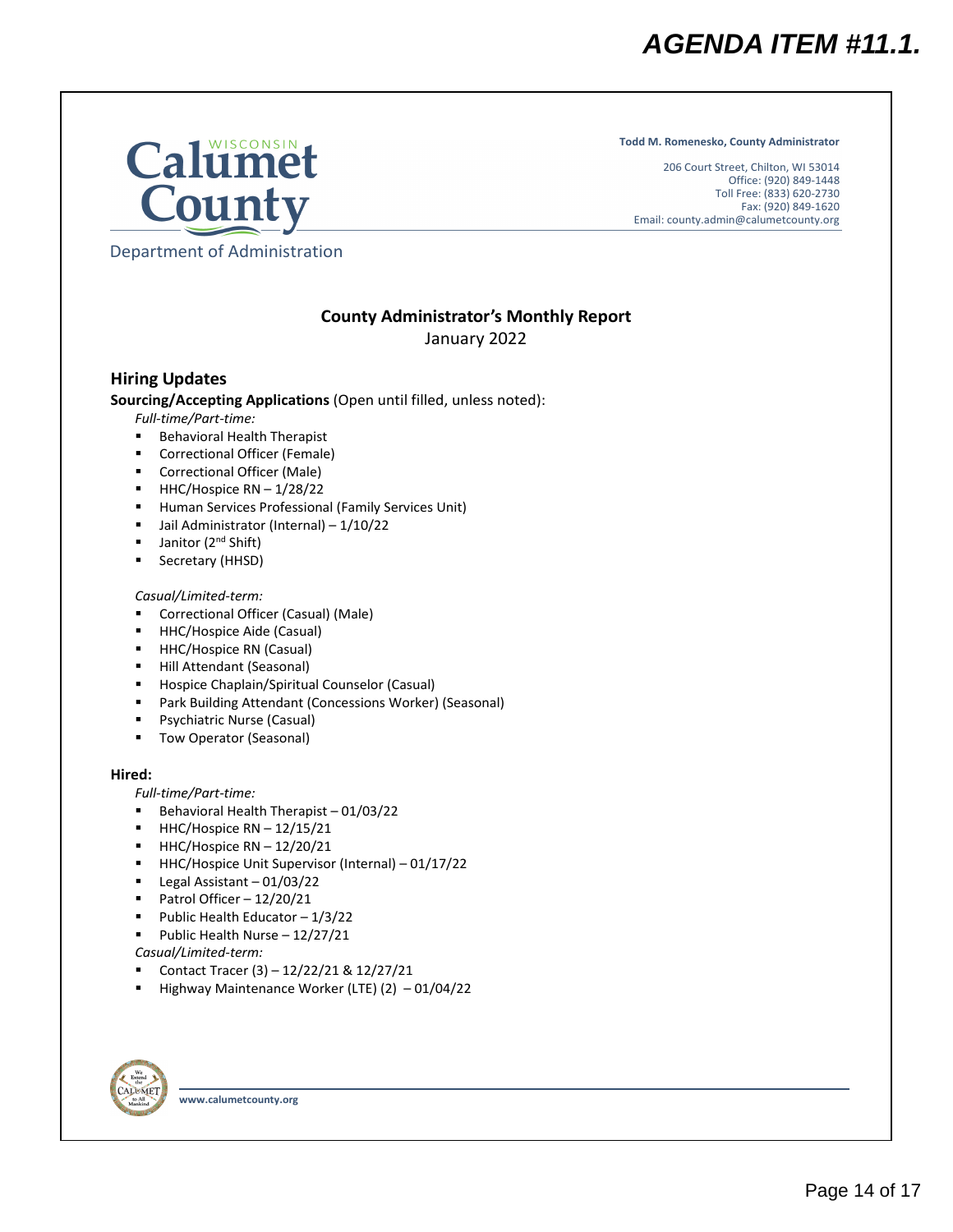AGENDA ITEM #11.1.

Calumet County

Department of Administration

**Todd M. Romenesko, County Administrator**

206 Court Street, Chilton, WI 53014
Office: (920) 849-1448
Toll Free: (833) 620-2730
Fax: (920) 849-1620
Email: county.admin@calumetcounty.org

## County Administrator's Monthly Report

January 2022

### Hiring Updates

**Sourcing/Accepting Applications** (Open until filled, unless noted):

*Full-time/Part-time:*

- Behavioral Health Therapist
- Correctional Officer (Female)
- Correctional Officer (Male)
- HHC/Hospice RN – 1/28/22
- Human Services Professional (Family Services Unit)
- Jail Administrator (Internal) – 1/10/22
- Janitor (2nd Shift)
- Secretary (HHSD)

*Casual/Limited-term:*

- Correctional Officer (Casual) (Male)
- HHC/Hospice Aide (Casual)
- HHC/Hospice RN (Casual)
- Hill Attendant (Seasonal)
- Hospice Chaplain/Spiritual Counselor (Casual)
- Park Building Attendant (Concessions Worker) (Seasonal)
- Psychiatric Nurse (Casual)
- Tow Operator (Seasonal)

**Hired:**

*Full-time/Part-time:*

- Behavioral Health Therapist – 01/03/22
- HHC/Hospice RN – 12/15/21
- HHC/Hospice RN – 12/20/21
- HHC/Hospice Unit Supervisor (Internal) – 01/17/22
- Legal Assistant – 01/03/22
- Patrol Officer – 12/20/21
- Public Health Educator – 1/3/22
- Public Health Nurse – 12/27/21

*Casual/Limited-term:*

- Contact Tracer (3) – 12/22/21 & 12/27/21
- Highway Maintenance Worker (LTE) (2) – 01/04/22

www.calumetcounty.org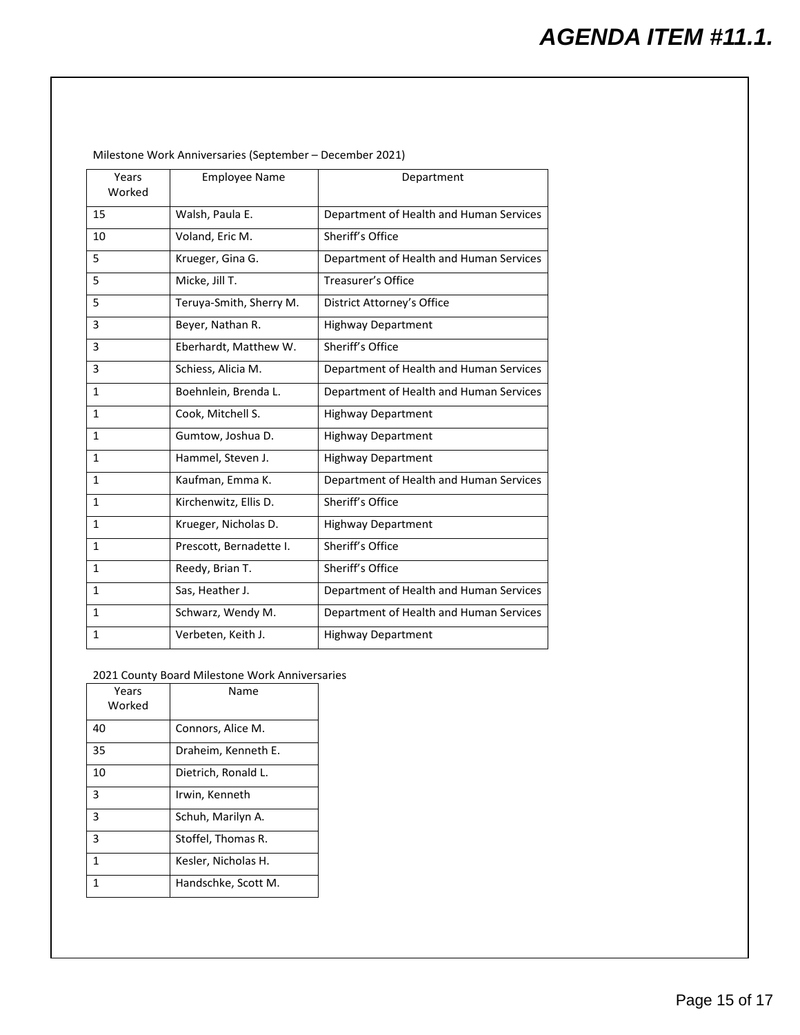# AGENDA ITEM #11.1.

Milestone Work Anniversaries (September – December 2021)

| Years Worked | Employee Name | Department |
|---|---|---|
| 15 | Walsh, Paula E. | Department of Health and Human Services |
| 10 | Voland, Eric M. | Sheriff's Office |
| 5 | Krueger, Gina G. | Department of Health and Human Services |
| 5 | Micke, Jill T. | Treasurer's Office |
| 5 | Teruya-Smith, Sherry M. | District Attorney's Office |
| 3 | Beyer, Nathan R. | Highway Department |
| 3 | Eberhardt, Matthew W. | Sheriff's Office |
| 3 | Schiess, Alicia M. | Department of Health and Human Services |
| 1 | Boehnlein, Brenda L. | Department of Health and Human Services |
| 1 | Cook, Mitchell S. | Highway Department |
| 1 | Gumtow, Joshua D. | Highway Department |
| 1 | Hammel, Steven J. | Highway Department |
| 1 | Kaufman, Emma K. | Department of Health and Human Services |
| 1 | Kirchenwitz, Ellis D. | Sheriff's Office |
| 1 | Krueger, Nicholas D. | Highway Department |
| 1 | Prescott, Bernadette I. | Sheriff's Office |
| 1 | Reedy, Brian T. | Sheriff's Office |
| 1 | Sas, Heather J. | Department of Health and Human Services |
| 1 | Schwarz, Wendy M. | Department of Health and Human Services |
| 1 | Verbeten, Keith J. | Highway Department |

2021 County Board Milestone Work Anniversaries

| Years Worked | Name |
|---|---|
| 40 | Connors, Alice M. |
| 35 | Draheim, Kenneth E. |
| 10 | Dietrich, Ronald L. |
| 3 | Irwin, Kenneth |
| 3 | Schuh, Marilyn A. |
| 3 | Stoffel, Thomas R. |
| 1 | Kesler, Nicholas H. |
| 1 | Handschke, Scott M. |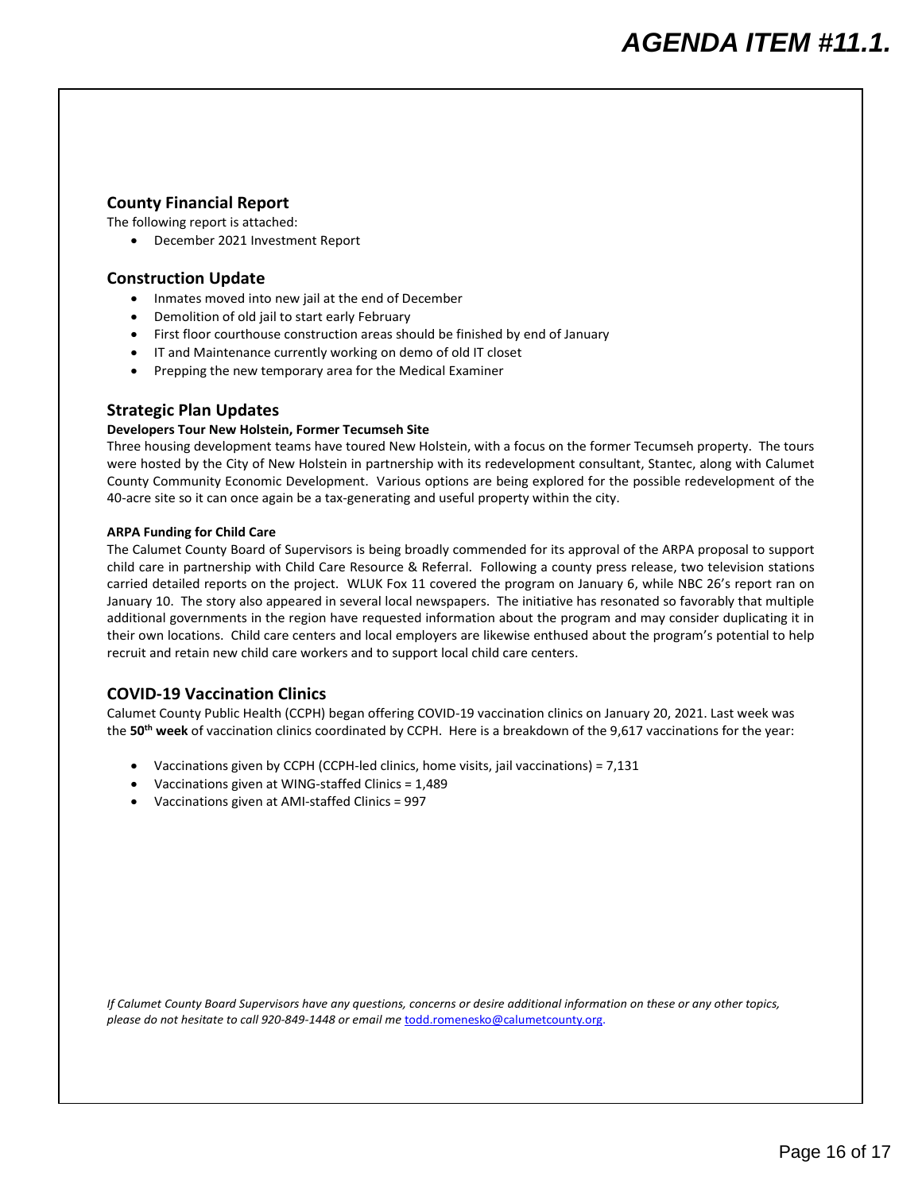## County Financial Report

The following report is attached:

- December 2021 Investment Report

## Construction Update

- Inmates moved into new jail at the end of December
- Demolition of old jail to start early February
- First floor courthouse construction areas should be finished by end of January
- IT and Maintenance currently working on demo of old IT closet
- Prepping the new temporary area for the Medical Examiner

## Strategic Plan Updates

**Developers Tour New Holstein, Former Tecumseh Site**

Three housing development teams have toured New Holstein, with a focus on the former Tecumseh property. The tours were hosted by the City of New Holstein in partnership with its redevelopment consultant, Stantec, along with Calumet County Community Economic Development. Various options are being explored for the possible redevelopment of the 40-acre site so it can once again be a tax-generating and useful property within the city.

**ARPA Funding for Child Care**

The Calumet County Board of Supervisors is being broadly commended for its approval of the ARPA proposal to support child care in partnership with Child Care Resource & Referral. Following a county press release, two television stations carried detailed reports on the project. WLUK Fox 11 covered the program on January 6, while NBC 26's report ran on January 10. The story also appeared in several local newspapers. The initiative has resonated so favorably that multiple additional governments in the region have requested information about the program and may consider duplicating it in their own locations. Child care centers and local employers are likewise enthused about the program's potential to help recruit and retain new child care workers and to support local child care centers.

## COVID-19 Vaccination Clinics

Calumet County Public Health (CCPH) began offering COVID-19 vaccination clinics on January 20, 2021. Last week was the **50th week** of vaccination clinics coordinated by CCPH. Here is a breakdown of the 9,617 vaccinations for the year:

- Vaccinations given by CCPH (CCPH-led clinics, home visits, jail vaccinations) = 7,131
- Vaccinations given at WING-staffed Clinics = 1,489
- Vaccinations given at AMI-staffed Clinics = 997

*If Calumet County Board Supervisors have any questions, concerns or desire additional information on these or any other topics, please do not hesitate to call 920-849-1448 or email me* todd.romenesko@calumetcounty.org.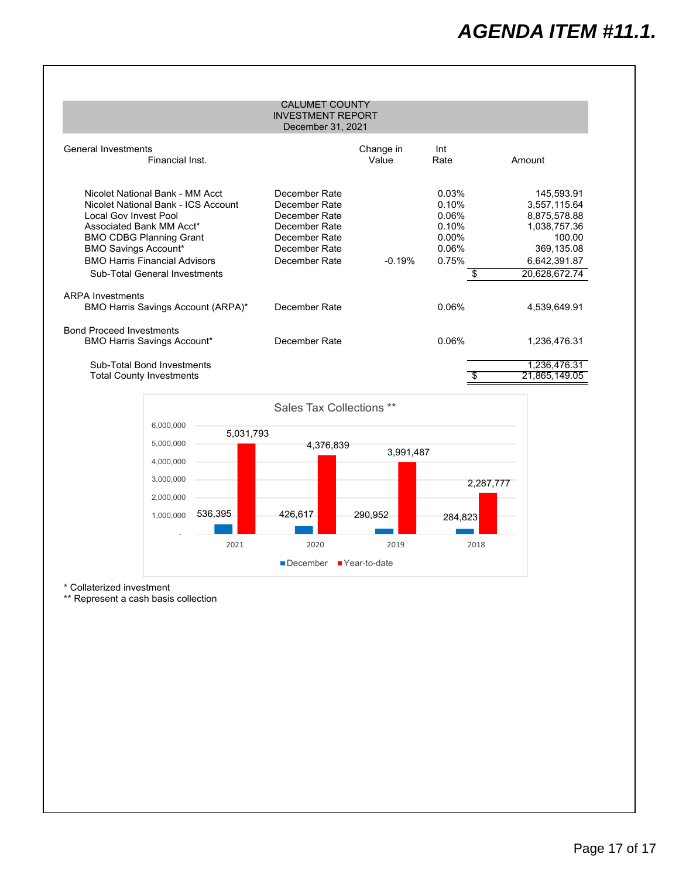# AGENDA ITEM #11.1.

CALUMET COUNTY
INVESTMENT REPORT
December 31, 2021

| General Investments / Financial Inst. | | Change in Value | Int Rate | Amount |
|---|---|---|---|---|
| Nicolet National Bank - MM Acct | December Rate | | 0.03% | 145,593.91 |
| Nicolet National Bank - ICS Account | December Rate | | 0.10% | 3,557,115.64 |
| Local Gov Invest Pool | December Rate | | 0.06% | 8,875,578.88 |
| Associated Bank MM Acct* | December Rate | | 0.10% | 1,038,757.36 |
| BMO CDBG Planning Grant | December Rate | | 0.00% | 100.00 |
| BMO Savings Account* | December Rate | | 0.06% | 369,135.08 |
| BMO Harris Financial Advisors | December Rate | -0.19% | 0.75% | 6,642,391.87 |
| Sub-Total General Investments | | | | $ 20,628,672.74 |
| **ARPA Investments** | | | | |
| BMO Harris Savings Account (ARPA)* | December Rate | | 0.06% | 4,539,649.91 |
| **Bond Proceed Investments** | | | | |
| BMO Harris Savings Account* | December Rate | | 0.06% | 1,236,476.31 |
| Sub-Total Bond Investments | | | | 1,236,476.31 |
| Total County Investments | | | | $ 21,865,149.05 |

Sales Tax Collections **

6,000,000
5,000,000
4,000,000
3,000,000
2,000,000
1,000,000
-

2021: 536,395; 5,031,793
2020: 426,617; 4,376,839
2019: 290,952; 3,991,487
2018: 284,823; 2,287,777

December  Year-to-date

\* Collaterized investment
\** Represent a cash basis collection